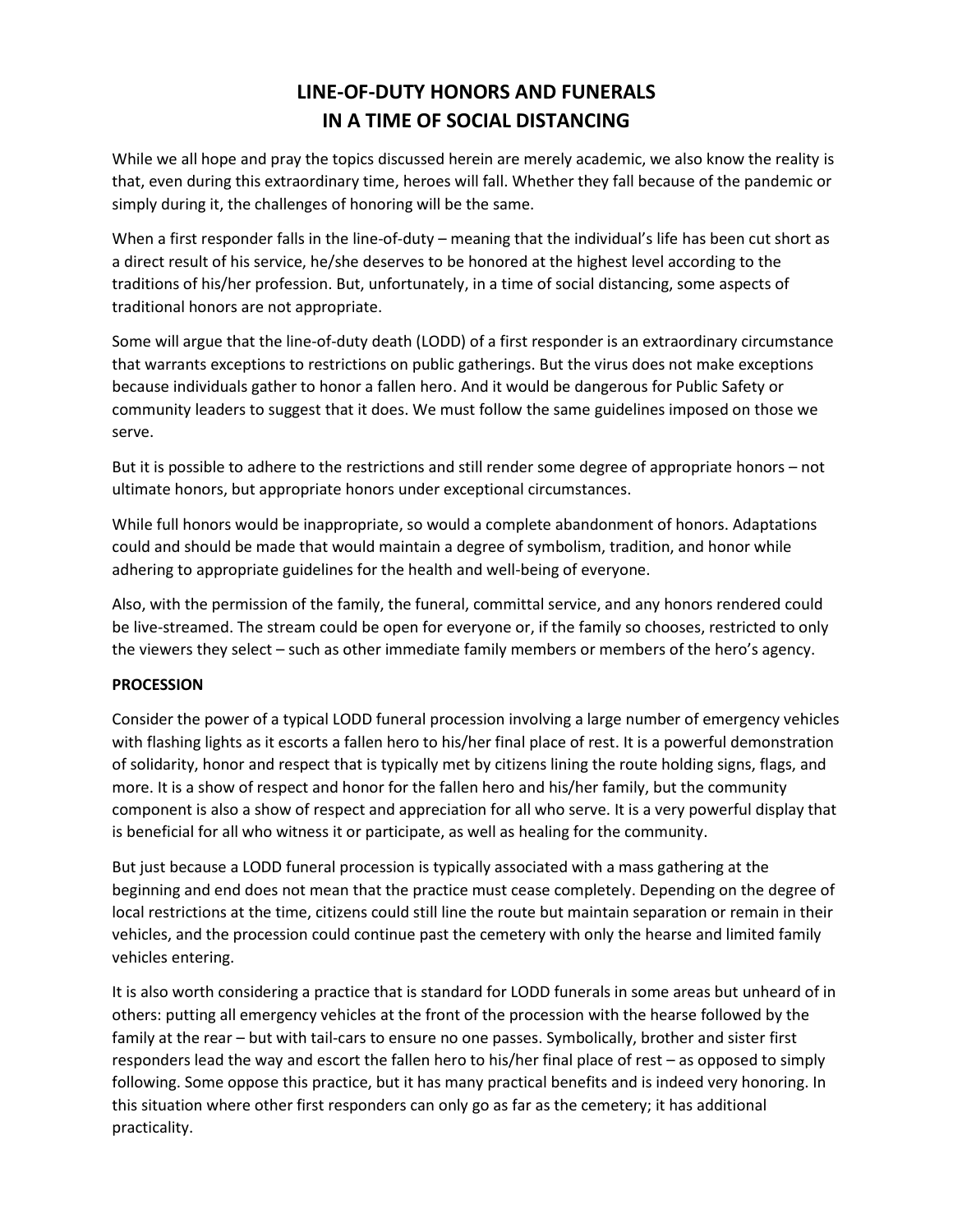# LINE-OF-DUTY HONORS AND FUNERALS IN A TIME OF SOCIAL DISTANCING

While we all hope and pray the topics discussed herein are merely academic, we also know the reality is that, even during this extraordinary time, heroes will fall. Whether they fall because of the pandemic or simply during it, the challenges of honoring will be the same.

When a first responder falls in the line-of-duty – meaning that the individual's life has been cut short as a direct result of his service, he/she deserves to be honored at the highest level according to the traditions of his/her profession. But, unfortunately, in a time of social distancing, some aspects of traditional honors are not appropriate.

Some will argue that the line-of-duty death (LODD) of a first responder is an extraordinary circumstance that warrants exceptions to restrictions on public gatherings. But the virus does not make exceptions because individuals gather to honor a fallen hero. And it would be dangerous for Public Safety or community leaders to suggest that it does. We must follow the same guidelines imposed on those we serve.

But it is possible to adhere to the restrictions and still render some degree of appropriate honors – not ultimate honors, but appropriate honors under exceptional circumstances.

While full honors would be inappropriate, so would a complete abandonment of honors. Adaptations could and should be made that would maintain a degree of symbolism, tradition, and honor while adhering to appropriate guidelines for the health and well-being of everyone.

Also, with the permission of the family, the funeral, committal service, and any honors rendered could be live-streamed. The stream could be open for everyone or, if the family so chooses, restricted to only the viewers they select – such as other immediate family members or members of the hero's agency.

**PROCESSION**

Consider the power of a typical LODD funeral procession involving a large number of emergency vehicles with flashing lights as it escorts a fallen hero to his/her final place of rest. It is a powerful demonstration of solidarity, honor and respect that is typically met by citizens lining the route holding signs, flags, and more. It is a show of respect and honor for the fallen hero and his/her family, but the community component is also a show of respect and appreciation for all who serve. It is a very powerful display that is beneficial for all who witness it or participate, as well as healing for the community.

But just because a LODD funeral procession is typically associated with a mass gathering at the beginning and end does not mean that the practice must cease completely. Depending on the degree of local restrictions at the time, citizens could still line the route but maintain separation or remain in their vehicles, and the procession could continue past the cemetery with only the hearse and limited family vehicles entering.

It is also worth considering a practice that is standard for LODD funerals in some areas but unheard of in others: putting all emergency vehicles at the front of the procession with the hearse followed by the family at the rear – but with tail-cars to ensure no one passes. Symbolically, brother and sister first responders lead the way and escort the fallen hero to his/her final place of rest – as opposed to simply following. Some oppose this practice, but it has many practical benefits and is indeed very honoring. In this situation where other first responders can only go as far as the cemetery; it has additional practicality.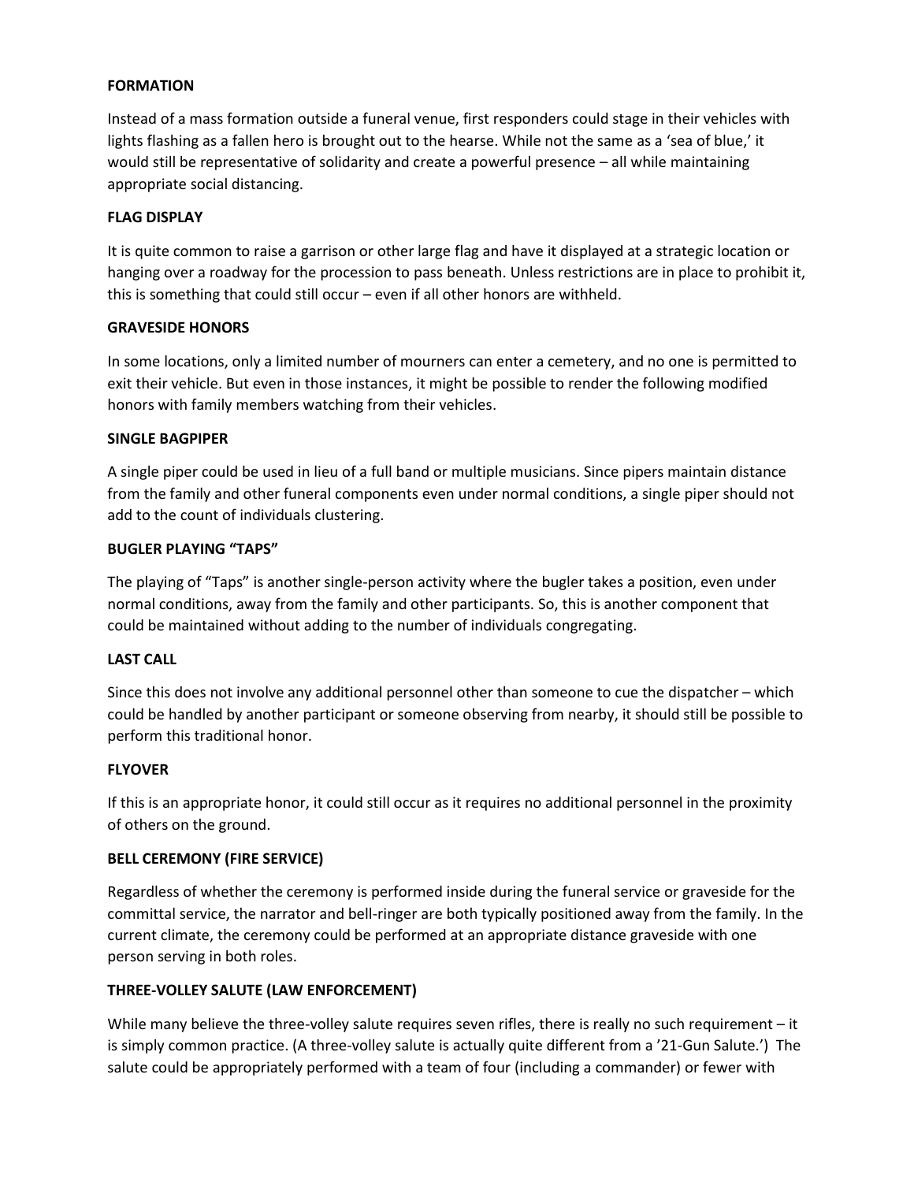## FORMATION

Instead of a mass formation outside a funeral venue, first responders could stage in their vehicles with lights flashing as a fallen hero is brought out to the hearse. While not the same as a 'sea of blue,' it would still be representative of solidarity and create a powerful presence – all while maintaining appropriate social distancing.

## FLAG DISPLAY

It is quite common to raise a garrison or other large flag and have it displayed at a strategic location or hanging over a roadway for the procession to pass beneath. Unless restrictions are in place to prohibit it, this is something that could still occur – even if all other honors are withheld.

## GRAVESIDE HONORS

In some locations, only a limited number of mourners can enter a cemetery, and no one is permitted to exit their vehicle. But even in those instances, it might be possible to render the following modified honors with family members watching from their vehicles.

## SINGLE BAGPIPER

A single piper could be used in lieu of a full band or multiple musicians. Since pipers maintain distance from the family and other funeral components even under normal conditions, a single piper should not add to the count of individuals clustering.

## BUGLER PLAYING "TAPS"

The playing of "Taps" is another single-person activity where the bugler takes a position, even under normal conditions, away from the family and other participants. So, this is another component that could be maintained without adding to the number of individuals congregating.

## LAST CALL

Since this does not involve any additional personnel other than someone to cue the dispatcher – which could be handled by another participant or someone observing from nearby, it should still be possible to perform this traditional honor.

## FLYOVER

If this is an appropriate honor, it could still occur as it requires no additional personnel in the proximity of others on the ground.

## BELL CEREMONY (FIRE SERVICE)

Regardless of whether the ceremony is performed inside during the funeral service or graveside for the committal service, the narrator and bell-ringer are both typically positioned away from the family. In the current climate, the ceremony could be performed at an appropriate distance graveside with one person serving in both roles.

## THREE-VOLLEY SALUTE (LAW ENFORCEMENT)

While many believe the three-volley salute requires seven rifles, there is really no such requirement – it is simply common practice. (A three-volley salute is actually quite different from a '21-Gun Salute.') The salute could be appropriately performed with a team of four (including a commander) or fewer with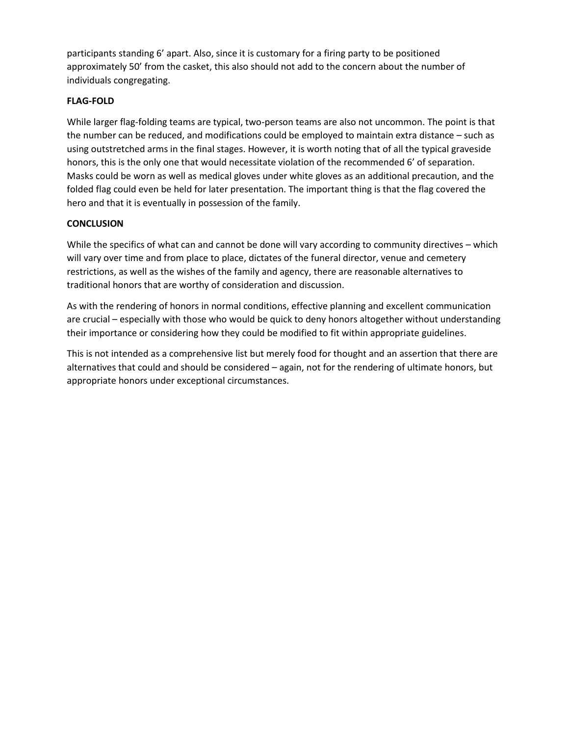participants standing 6' apart. Also, since it is customary for a firing party to be positioned approximately 50' from the casket, this also should not add to the concern about the number of individuals congregating.

**FLAG-FOLD**

While larger flag-folding teams are typical, two-person teams are also not uncommon. The point is that the number can be reduced, and modifications could be employed to maintain extra distance – such as using outstretched arms in the final stages. However, it is worth noting that of all the typical graveside honors, this is the only one that would necessitate violation of the recommended 6' of separation. Masks could be worn as well as medical gloves under white gloves as an additional precaution, and the folded flag could even be held for later presentation. The important thing is that the flag covered the hero and that it is eventually in possession of the family.

**CONCLUSION**

While the specifics of what can and cannot be done will vary according to community directives – which will vary over time and from place to place, dictates of the funeral director, venue and cemetery restrictions, as well as the wishes of the family and agency, there are reasonable alternatives to traditional honors that are worthy of consideration and discussion.

As with the rendering of honors in normal conditions, effective planning and excellent communication are crucial – especially with those who would be quick to deny honors altogether without understanding their importance or considering how they could be modified to fit within appropriate guidelines.

This is not intended as a comprehensive list but merely food for thought and an assertion that there are alternatives that could and should be considered – again, not for the rendering of ultimate honors, but appropriate honors under exceptional circumstances.